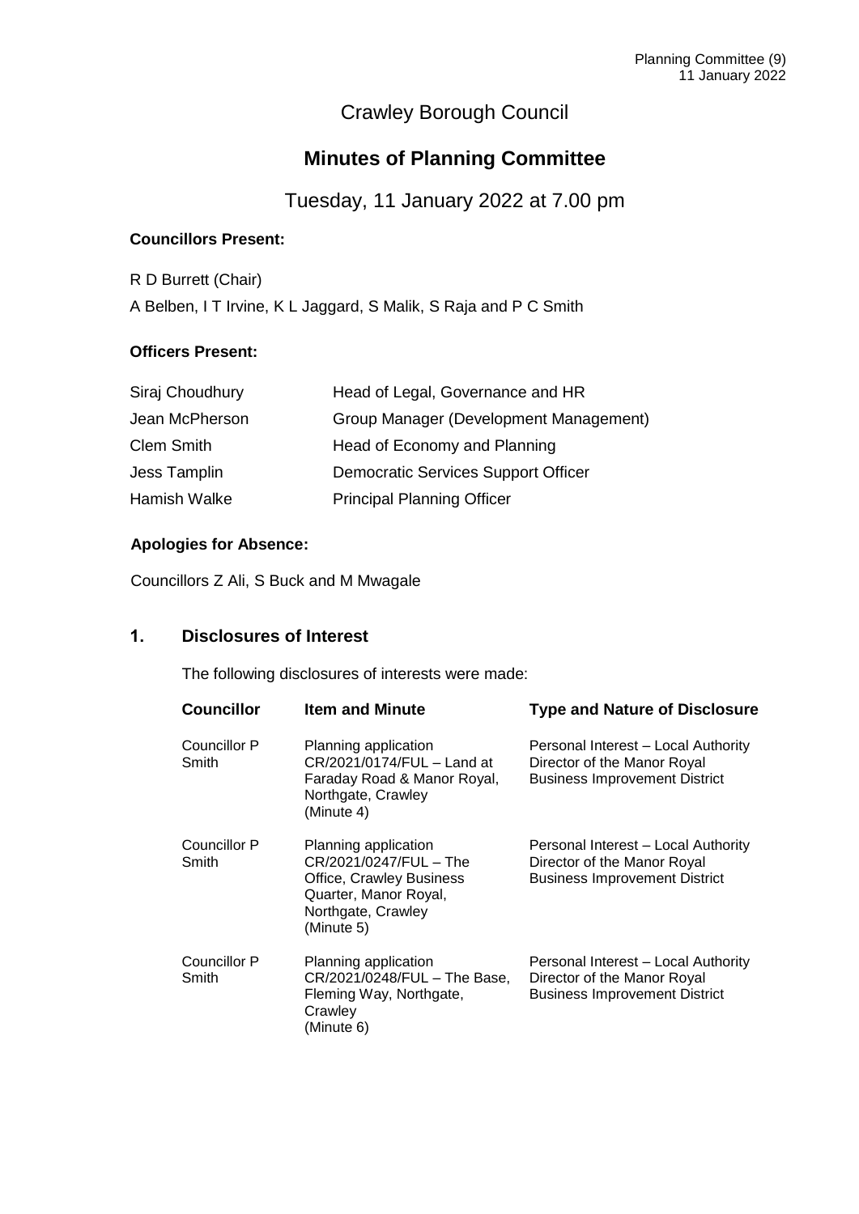# Crawley Borough Council

## Minutes of Planning Committee

### Tuesday, 11 January 2022 at 7.00 pm

**Councillors Present:**

R D Burrett (Chair)

A Belben, I T Irvine, K L Jaggard, S Malik, S Raja and P C Smith

**Officers Present:**

| | |
|---|---|
| Siraj Choudhury | Head of Legal, Governance and HR |
| Jean McPherson | Group Manager (Development Management) |
| Clem Smith | Head of Economy and Planning |
| Jess Tamplin | Democratic Services Support Officer |
| Hamish Walke | Principal Planning Officer |

**Apologies for Absence:**

Councillors Z Ali, S Buck and M Mwagale

## 1. Disclosures of Interest

The following disclosures of interests were made:

| Councillor | Item and Minute | Type and Nature of Disclosure |
|---|---|---|
| Councillor P Smith | Planning application CR/2021/0174/FUL – Land at Faraday Road & Manor Royal, Northgate, Crawley (Minute 4) | Personal Interest – Local Authority Director of the Manor Royal Business Improvement District |
| Councillor P Smith | Planning application CR/2021/0247/FUL – The Office, Crawley Business Quarter, Manor Royal, Northgate, Crawley (Minute 5) | Personal Interest – Local Authority Director of the Manor Royal Business Improvement District |
| Councillor P Smith | Planning application CR/2021/0248/FUL – The Base, Fleming Way, Northgate, Crawley (Minute 6) | Personal Interest – Local Authority Director of the Manor Royal Business Improvement District |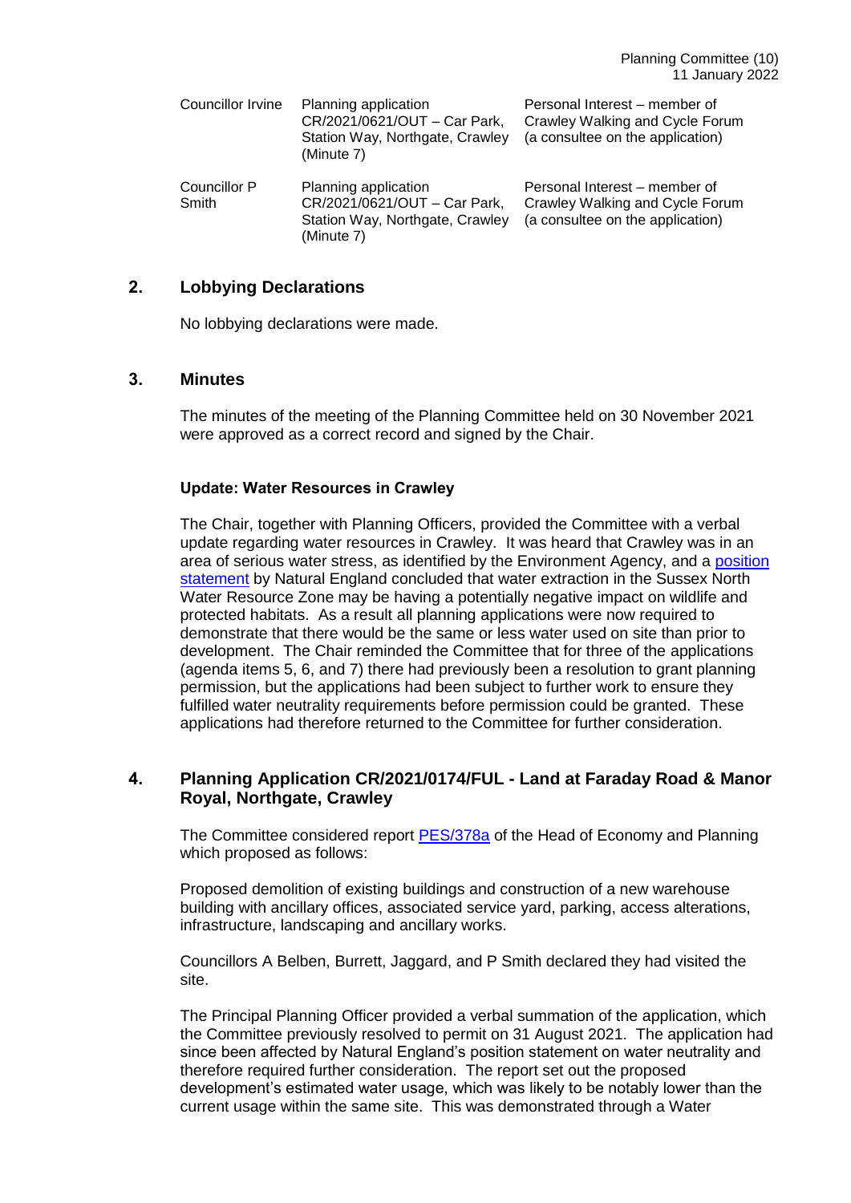| | | |
|---|---|---|
| Councillor Irvine | Planning application CR/2021/0621/OUT – Car Park, Station Way, Northgate, Crawley (Minute 7) | Personal Interest – member of Crawley Walking and Cycle Forum (a consultee on the application) |
| Councillor P Smith | Planning application CR/2021/0621/OUT – Car Park, Station Way, Northgate, Crawley (Minute 7) | Personal Interest – member of Crawley Walking and Cycle Forum (a consultee on the application) |

## 2. Lobbying Declarations

No lobbying declarations were made.

## 3. Minutes

The minutes of the meeting of the Planning Committee held on 30 November 2021 were approved as a correct record and signed by the Chair.

### Update: Water Resources in Crawley

The Chair, together with Planning Officers, provided the Committee with a verbal update regarding water resources in Crawley. It was heard that Crawley was in an area of serious water stress, as identified by the Environment Agency, and a position statement by Natural England concluded that water extraction in the Sussex North Water Resource Zone may be having a potentially negative impact on wildlife and protected habitats. As a result all planning applications were now required to demonstrate that there would be the same or less water used on site than prior to development. The Chair reminded the Committee that for three of the applications (agenda items 5, 6, and 7) there had previously been a resolution to grant planning permission, but the applications had been subject to further work to ensure they fulfilled water neutrality requirements before permission could be granted. These applications had therefore returned to the Committee for further consideration.

## 4. Planning Application CR/2021/0174/FUL - Land at Faraday Road & Manor Royal, Northgate, Crawley

The Committee considered report PES/378a of the Head of Economy and Planning which proposed as follows:

Proposed demolition of existing buildings and construction of a new warehouse building with ancillary offices, associated service yard, parking, access alterations, infrastructure, landscaping and ancillary works.

Councillors A Belben, Burrett, Jaggard, and P Smith declared they had visited the site.

The Principal Planning Officer provided a verbal summation of the application, which the Committee previously resolved to permit on 31 August 2021. The application had since been affected by Natural England's position statement on water neutrality and therefore required further consideration. The report set out the proposed development's estimated water usage, which was likely to be notably lower than the current usage within the same site. This was demonstrated through a Water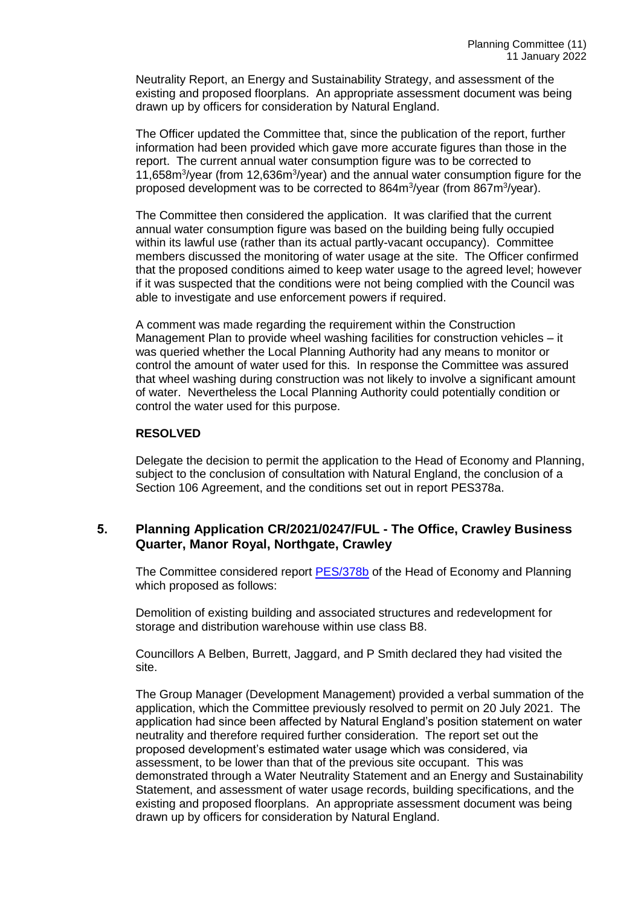Neutrality Report, an Energy and Sustainability Strategy, and assessment of the existing and proposed floorplans. An appropriate assessment document was being drawn up by officers for consideration by Natural England.

The Officer updated the Committee that, since the publication of the report, further information had been provided which gave more accurate figures than those in the report. The current annual water consumption figure was to be corrected to 11,658m$^3$/year (from 12,636m$^3$/year) and the annual water consumption figure for the proposed development was to be corrected to 864m$^3$/year (from 867m$^3$/year).

The Committee then considered the application. It was clarified that the current annual water consumption figure was based on the building being fully occupied within its lawful use (rather than its actual partly-vacant occupancy). Committee members discussed the monitoring of water usage at the site. The Officer confirmed that the proposed conditions aimed to keep water usage to the agreed level; however if it was suspected that the conditions were not being complied with the Council was able to investigate and use enforcement powers if required.

A comment was made regarding the requirement within the Construction Management Plan to provide wheel washing facilities for construction vehicles – it was queried whether the Local Planning Authority had any means to monitor or control the amount of water used for this. In response the Committee was assured that wheel washing during construction was not likely to involve a significant amount of water. Nevertheless the Local Planning Authority could potentially condition or control the water used for this purpose.

**RESOLVED**

Delegate the decision to permit the application to the Head of Economy and Planning, subject to the conclusion of consultation with Natural England, the conclusion of a Section 106 Agreement, and the conditions set out in report PES378a.

## 5. Planning Application CR/2021/0247/FUL - The Office, Crawley Business Quarter, Manor Royal, Northgate, Crawley

The Committee considered report PES/378b of the Head of Economy and Planning which proposed as follows:

Demolition of existing building and associated structures and redevelopment for storage and distribution warehouse within use class B8.

Councillors A Belben, Burrett, Jaggard, and P Smith declared they had visited the site.

The Group Manager (Development Management) provided a verbal summation of the application, which the Committee previously resolved to permit on 20 July 2021. The application had since been affected by Natural England's position statement on water neutrality and therefore required further consideration. The report set out the proposed development's estimated water usage which was considered, via assessment, to be lower than that of the previous site occupant. This was demonstrated through a Water Neutrality Statement and an Energy and Sustainability Statement, and assessment of water usage records, building specifications, and the existing and proposed floorplans. An appropriate assessment document was being drawn up by officers for consideration by Natural England.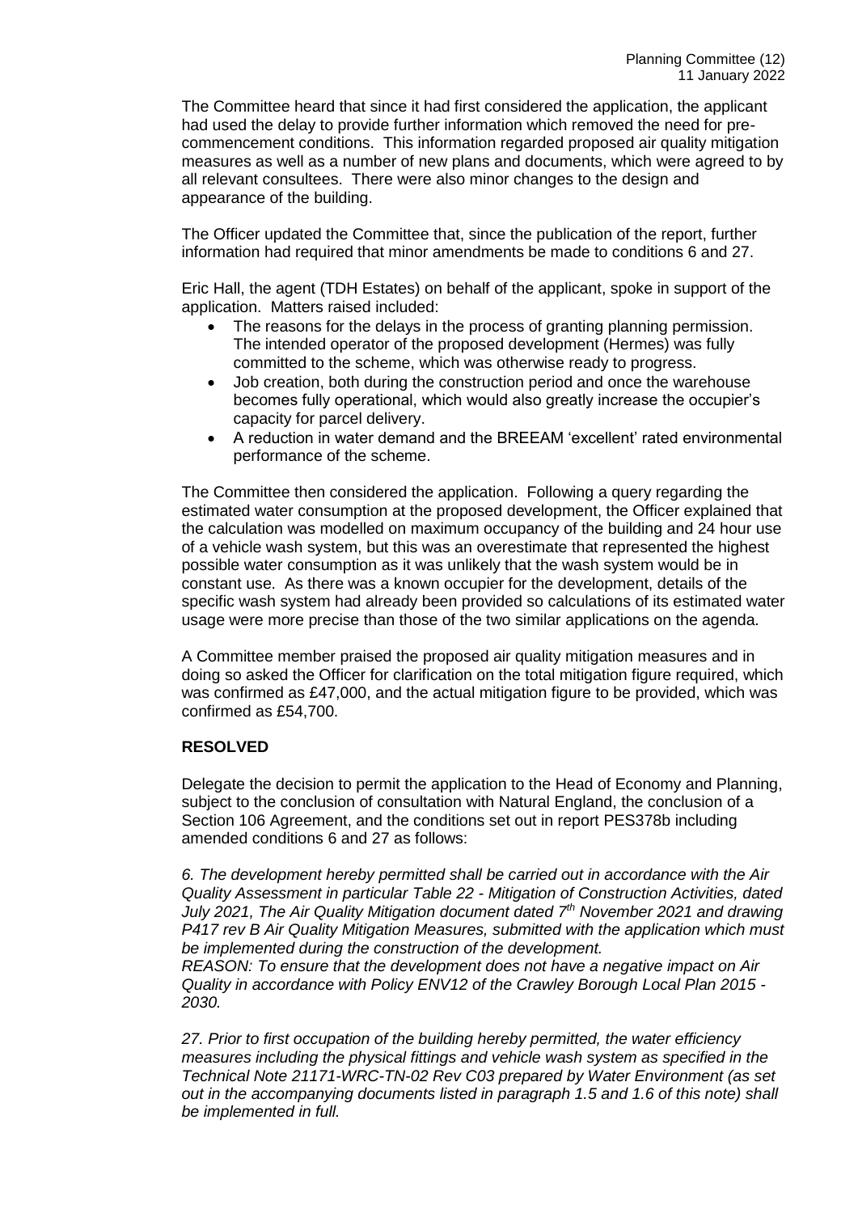The Committee heard that since it had first considered the application, the applicant had used the delay to provide further information which removed the need for pre-commencement conditions. This information regarded proposed air quality mitigation measures as well as a number of new plans and documents, which were agreed to by all relevant consultees. There were also minor changes to the design and appearance of the building.

The Officer updated the Committee that, since the publication of the report, further information had required that minor amendments be made to conditions 6 and 27.

Eric Hall, the agent (TDH Estates) on behalf of the applicant, spoke in support of the application. Matters raised included:

- The reasons for the delays in the process of granting planning permission. The intended operator of the proposed development (Hermes) was fully committed to the scheme, which was otherwise ready to progress.
- Job creation, both during the construction period and once the warehouse becomes fully operational, which would also greatly increase the occupier's capacity for parcel delivery.
- A reduction in water demand and the BREEAM 'excellent' rated environmental performance of the scheme.

The Committee then considered the application. Following a query regarding the estimated water consumption at the proposed development, the Officer explained that the calculation was modelled on maximum occupancy of the building and 24 hour use of a vehicle wash system, but this was an overestimate that represented the highest possible water consumption as it was unlikely that the wash system would be in constant use. As there was a known occupier for the development, details of the specific wash system had already been provided so calculations of its estimated water usage were more precise than those of the two similar applications on the agenda.

A Committee member praised the proposed air quality mitigation measures and in doing so asked the Officer for clarification on the total mitigation figure required, which was confirmed as £47,000, and the actual mitigation figure to be provided, which was confirmed as £54,700.

**RESOLVED**

Delegate the decision to permit the application to the Head of Economy and Planning, subject to the conclusion of consultation with Natural England, the conclusion of a Section 106 Agreement, and the conditions set out in report PES378b including amended conditions 6 and 27 as follows:

*6. The development hereby permitted shall be carried out in accordance with the Air Quality Assessment in particular Table 22 - Mitigation of Construction Activities, dated July 2021, The Air Quality Mitigation document dated 7th November 2021 and drawing P417 rev B Air Quality Mitigation Measures, submitted with the application which must be implemented during the construction of the development.*
*REASON: To ensure that the development does not have a negative impact on Air Quality in accordance with Policy ENV12 of the Crawley Borough Local Plan 2015 - 2030.*

*27. Prior to first occupation of the building hereby permitted, the water efficiency measures including the physical fittings and vehicle wash system as specified in the Technical Note 21171-WRC-TN-02 Rev C03 prepared by Water Environment (as set out in the accompanying documents listed in paragraph 1.5 and 1.6 of this note) shall be implemented in full.*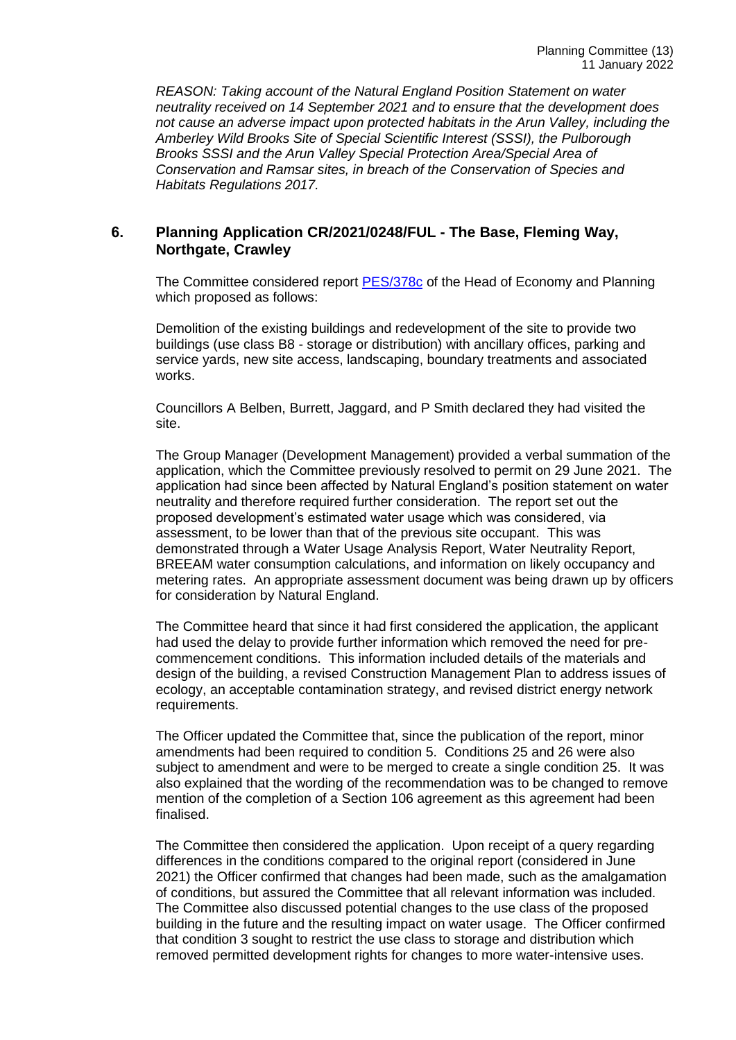*REASON: Taking account of the Natural England Position Statement on water neutrality received on 14 September 2021 and to ensure that the development does not cause an adverse impact upon protected habitats in the Arun Valley, including the Amberley Wild Brooks Site of Special Scientific Interest (SSSI), the Pulborough Brooks SSSI and the Arun Valley Special Protection Area/Special Area of Conservation and Ramsar sites, in breach of the Conservation of Species and Habitats Regulations 2017.*

## 6. Planning Application CR/2021/0248/FUL - The Base, Fleming Way, Northgate, Crawley

The Committee considered report PES/378c of the Head of Economy and Planning which proposed as follows:

Demolition of the existing buildings and redevelopment of the site to provide two buildings (use class B8 - storage or distribution) with ancillary offices, parking and service yards, new site access, landscaping, boundary treatments and associated works.

Councillors A Belben, Burrett, Jaggard, and P Smith declared they had visited the site.

The Group Manager (Development Management) provided a verbal summation of the application, which the Committee previously resolved to permit on 29 June 2021. The application had since been affected by Natural England's position statement on water neutrality and therefore required further consideration. The report set out the proposed development's estimated water usage which was considered, via assessment, to be lower than that of the previous site occupant. This was demonstrated through a Water Usage Analysis Report, Water Neutrality Report, BREEAM water consumption calculations, and information on likely occupancy and metering rates. An appropriate assessment document was being drawn up by officers for consideration by Natural England.

The Committee heard that since it had first considered the application, the applicant had used the delay to provide further information which removed the need for pre-commencement conditions. This information included details of the materials and design of the building, a revised Construction Management Plan to address issues of ecology, an acceptable contamination strategy, and revised district energy network requirements.

The Officer updated the Committee that, since the publication of the report, minor amendments had been required to condition 5. Conditions 25 and 26 were also subject to amendment and were to be merged to create a single condition 25. It was also explained that the wording of the recommendation was to be changed to remove mention of the completion of a Section 106 agreement as this agreement had been finalised.

The Committee then considered the application. Upon receipt of a query regarding differences in the conditions compared to the original report (considered in June 2021) the Officer confirmed that changes had been made, such as the amalgamation of conditions, but assured the Committee that all relevant information was included. The Committee also discussed potential changes to the use class of the proposed building in the future and the resulting impact on water usage. The Officer confirmed that condition 3 sought to restrict the use class to storage and distribution which removed permitted development rights for changes to more water-intensive uses.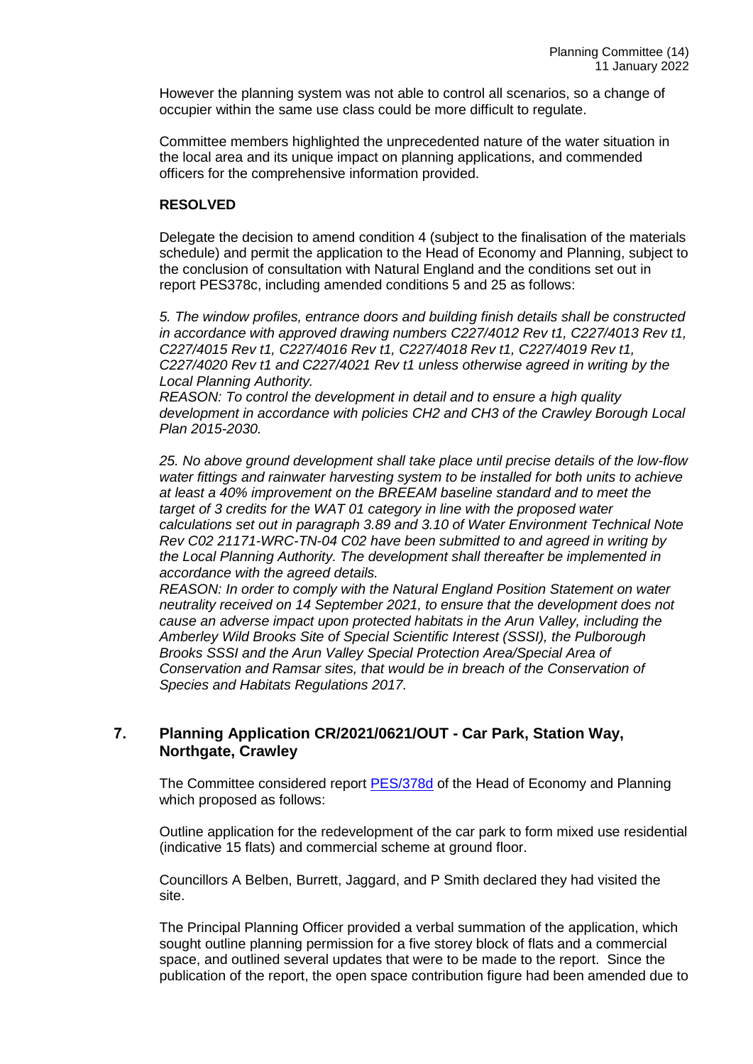However the planning system was not able to control all scenarios, so a change of occupier within the same use class could be more difficult to regulate.

Committee members highlighted the unprecedented nature of the water situation in the local area and its unique impact on planning applications, and commended officers for the comprehensive information provided.

**RESOLVED**

Delegate the decision to amend condition 4 (subject to the finalisation of the materials schedule) and permit the application to the Head of Economy and Planning, subject to the conclusion of consultation with Natural England and the conditions set out in report PES378c, including amended conditions 5 and 25 as follows:

*5. The window profiles, entrance doors and building finish details shall be constructed in accordance with approved drawing numbers C227/4012 Rev t1, C227/4013 Rev t1, C227/4015 Rev t1, C227/4016 Rev t1, C227/4018 Rev t1, C227/4019 Rev t1, C227/4020 Rev t1 and C227/4021 Rev t1 unless otherwise agreed in writing by the Local Planning Authority.*
*REASON: To control the development in detail and to ensure a high quality development in accordance with policies CH2 and CH3 of the Crawley Borough Local Plan 2015-2030.*

*25. No above ground development shall take place until precise details of the low-flow water fittings and rainwater harvesting system to be installed for both units to achieve at least a 40% improvement on the BREEAM baseline standard and to meet the target of 3 credits for the WAT 01 category in line with the proposed water calculations set out in paragraph 3.89 and 3.10 of Water Environment Technical Note Rev C02 21171-WRC-TN-04 C02 have been submitted to and agreed in writing by the Local Planning Authority. The development shall thereafter be implemented in accordance with the agreed details.*
*REASON: In order to comply with the Natural England Position Statement on water neutrality received on 14 September 2021, to ensure that the development does not cause an adverse impact upon protected habitats in the Arun Valley, including the Amberley Wild Brooks Site of Special Scientific Interest (SSSI), the Pulborough Brooks SSSI and the Arun Valley Special Protection Area/Special Area of Conservation and Ramsar sites, that would be in breach of the Conservation of Species and Habitats Regulations 2017.*

## 7. Planning Application CR/2021/0621/OUT - Car Park, Station Way, Northgate, Crawley

The Committee considered report PES/378d of the Head of Economy and Planning which proposed as follows:

Outline application for the redevelopment of the car park to form mixed use residential (indicative 15 flats) and commercial scheme at ground floor.

Councillors A Belben, Burrett, Jaggard, and P Smith declared they had visited the site.

The Principal Planning Officer provided a verbal summation of the application, which sought outline planning permission for a five storey block of flats and a commercial space, and outlined several updates that were to be made to the report. Since the publication of the report, the open space contribution figure had been amended due to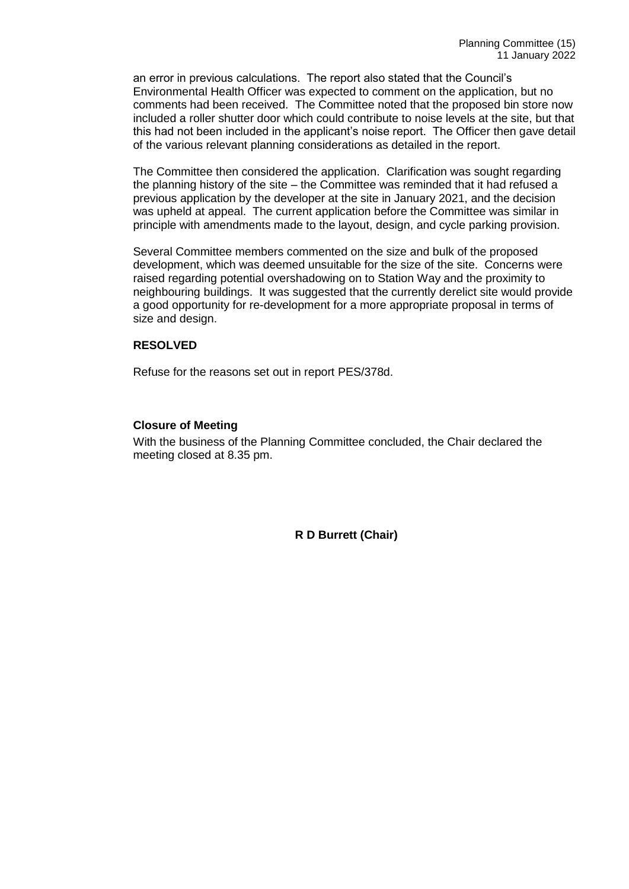an error in previous calculations. The report also stated that the Council's Environmental Health Officer was expected to comment on the application, but no comments had been received. The Committee noted that the proposed bin store now included a roller shutter door which could contribute to noise levels at the site, but that this had not been included in the applicant's noise report. The Officer then gave detail of the various relevant planning considerations as detailed in the report.

The Committee then considered the application. Clarification was sought regarding the planning history of the site – the Committee was reminded that it had refused a previous application by the developer at the site in January 2021, and the decision was upheld at appeal. The current application before the Committee was similar in principle with amendments made to the layout, design, and cycle parking provision.

Several Committee members commented on the size and bulk of the proposed development, which was deemed unsuitable for the size of the site. Concerns were raised regarding potential overshadowing on to Station Way and the proximity to neighbouring buildings. It was suggested that the currently derelict site would provide a good opportunity for re-development for a more appropriate proposal in terms of size and design.

**RESOLVED**

Refuse for the reasons set out in report PES/378d.

**Closure of Meeting**

With the business of the Planning Committee concluded, the Chair declared the meeting closed at 8.35 pm.

**R D Burrett (Chair)**